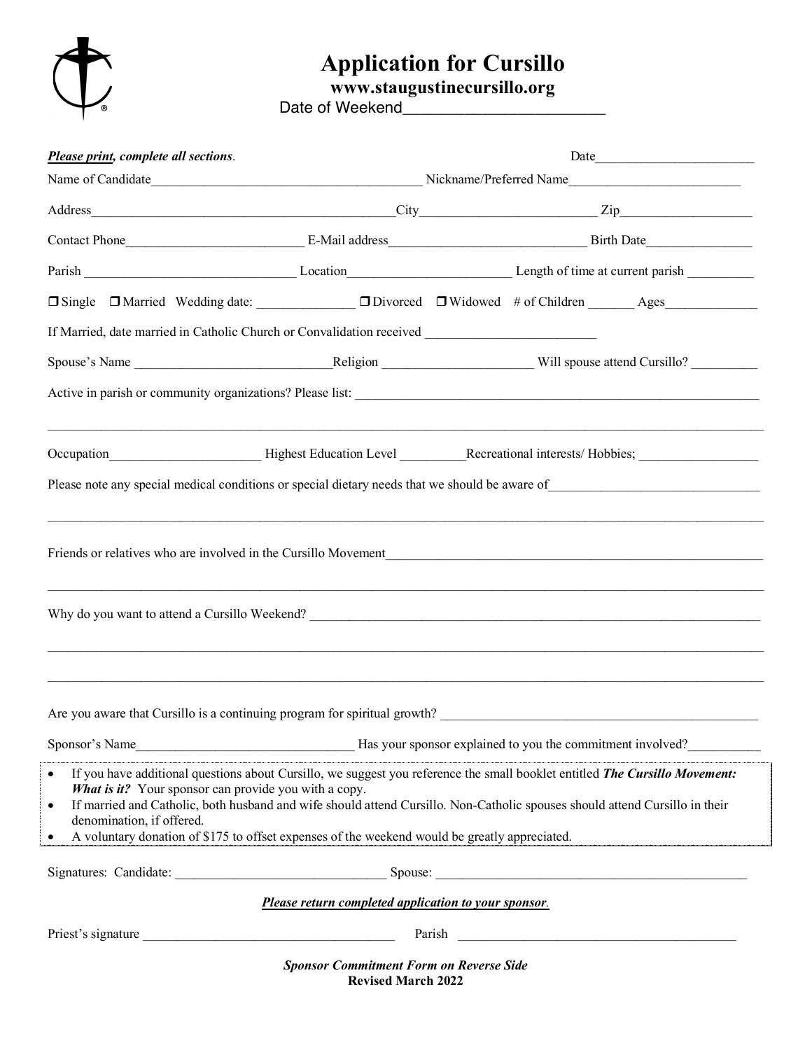# Application for Cursillo

**www.staugustinecursillo.org**

Date of Weekend________________________

***Please print, complete all sections.*** Date________________________

Name of Candidate_________________________________________ Nickname/Preferred Name__________________________

Address________________________________________________City___________________________ Zip____________________

Contact Phone___________________________ E-Mail address______________________________ Birth Date________________

Parish ________________________________ Location________________________ Length of time at current parish __________

❒ Single ❒ Married Wedding date: ______________ ❒ Divorced ❒ Widowed # of Children _______ Ages______________

If Married, date married in Catholic Church or Convalidation received __________________________

Spouse's Name ______________________________Religion ______________________ Will spouse attend Cursillo? __________

Active in parish or community organizations? Please list: ______________________________________________________________

______________________________________________________________________________________________________

Occupation______________________ Highest Education Level __________Recreational interests/ Hobbies; __________________

Please note any special medical conditions or special dietary needs that we should be aware of________________________________

______________________________________________________________________________________________________

Friends or relatives who are involved in the Cursillo Movement____________________________________________________________

______________________________________________________________________________________________________

Why do you want to attend a Cursillo Weekend? ________________________________________________________________________

______________________________________________________________________________________________________

______________________________________________________________________________________________________

Are you aware that Cursillo is a continuing program for spiritual growth? _________________________________________________

Sponsor's Name__________________________________ Has your sponsor explained to you the commitment involved?___________

- If you have additional questions about Cursillo, we suggest you reference the small booklet entitled ***The Cursillo Movement: What is it?*** Your sponsor can provide you with a copy.
- If married and Catholic, both husband and wife should attend Cursillo. Non-Catholic spouses should attend Cursillo in their denomination, if offered.
- A voluntary donation of $175 to offset expenses of the weekend would be greatly appreciated.

Signatures: Candidate: ________________________________ Spouse: _________________________________________________

***Please return completed application to your sponsor.***

Priest's signature ______________________________________ Parish ___________________________________________

***Sponsor Commitment Form on Reverse Side***

**Revised March 2022**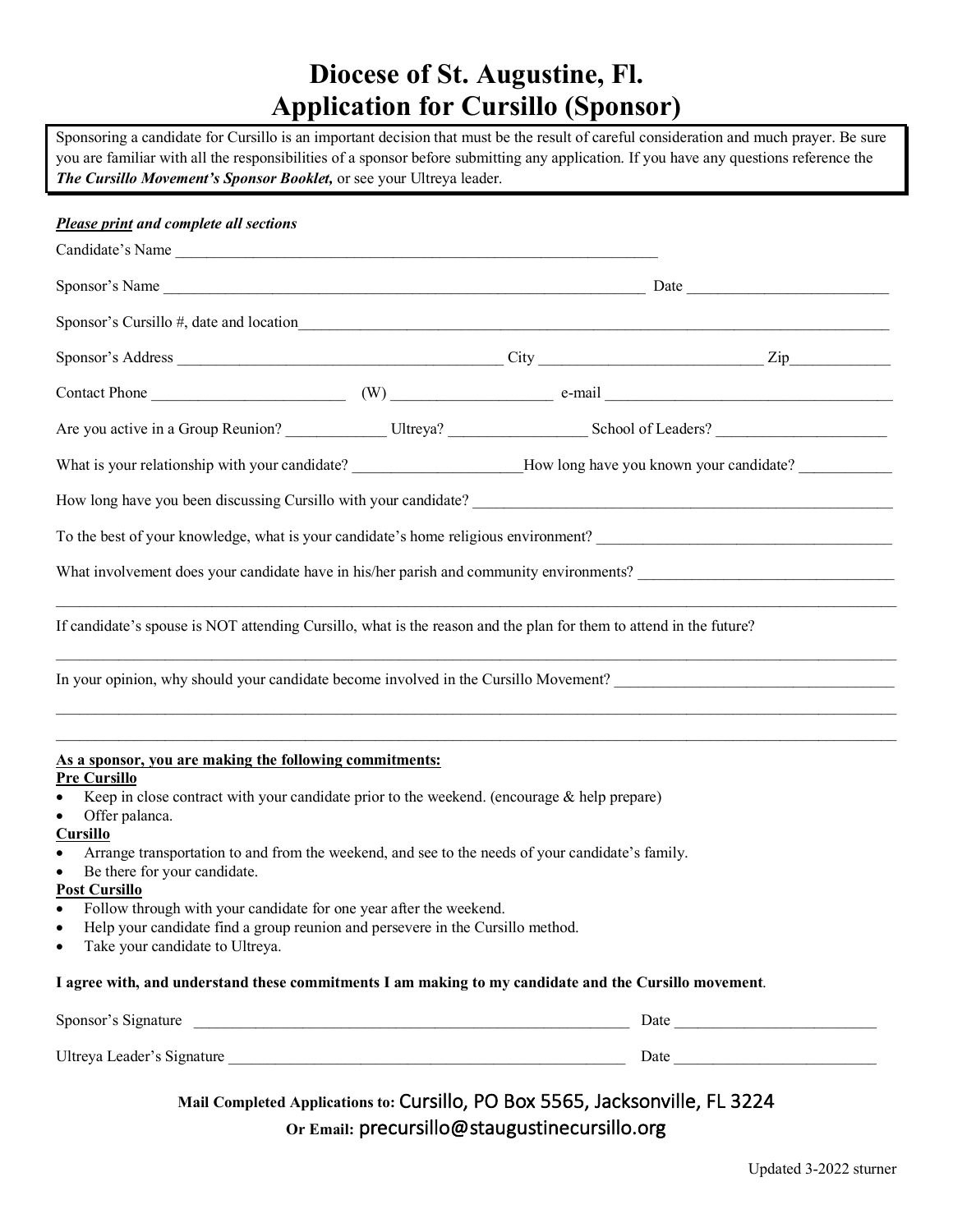# Diocese of St. Augustine, Fl.
# Application for Cursillo (Sponsor)

Sponsoring a candidate for Cursillo is an important decision that must be the result of careful consideration and much prayer. Be sure you are familiar with all the responsibilities of a sponsor before submitting any application. If you have any questions reference the ***The Cursillo Movement's Sponsor Booklet,*** or see your Ultreya leader.

***Please print and complete all sections***

Candidate's Name ____________________________________________________________

Sponsor's Name ____________________________________________________________ Date __________________________

Sponsor's Cursillo #, date and location____________________________________________________________________________

Sponsor's Address __________________________________________ City ____________________________ Zip_____________

Contact Phone _________________________ (W) ____________________ e-mail _____________________________________

Are you active in a Group Reunion? _____________ Ultreya? _________________ School of Leaders? _____________________

What is your relationship with your candidate? _____________________How long have you known your candidate? ____________

How long have you been discussing Cursillo with your candidate? ____________________________________________________

To the best of your knowledge, what is your candidate's home religious environment? ______________________________________

What involvement does your candidate have in his/her parish and community environments? _________________________________

______________________________________________________________________________________________________

If candidate's spouse is NOT attending Cursillo, what is the reason and the plan for them to attend in the future?

______________________________________________________________________________________________________

In your opinion, why should your candidate become involved in the Cursillo Movement? ____________________________________

______________________________________________________________________________________________________

______________________________________________________________________________________________________

**As a sponsor, you are making the following commitments:**

**Pre Cursillo**
- Keep in close contract with your candidate prior to the weekend. (encourage & help prepare)
- Offer palanca.

**Cursillo**
- Arrange transportation to and from the weekend, and see to the needs of your candidate's family.
- Be there for your candidate.

**Post Cursillo**
- Follow through with your candidate for one year after the weekend.
- Help your candidate find a group reunion and persevere in the Cursillo method.
- Take your candidate to Ultreya.

**I agree with, and understand these commitments I am making to my candidate and the Cursillo movement**.

Sponsor's Signature ___________________________________________________________ Date __________________________

Ultreya Leader's Signature ____________________________________________________ Date __________________________

**Mail Completed Applications to:** Cursillo, PO Box 5565, Jacksonville, FL 3224

**Or Email:** precursillo@staugustinecursillo.org

Updated 3-2022 sturner